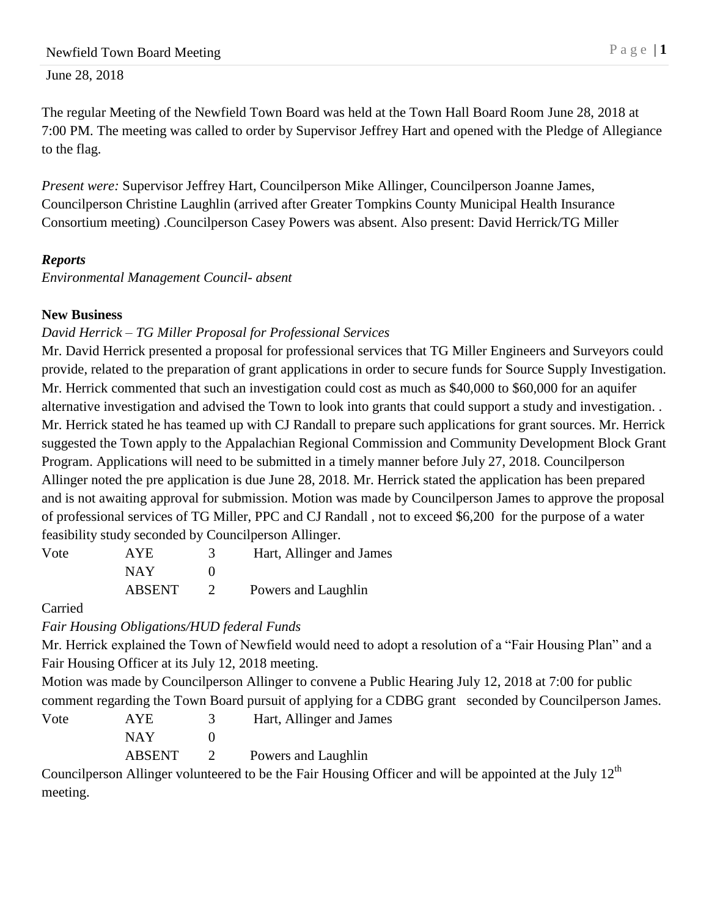June 28, 2018

The regular Meeting of the Newfield Town Board was held at the Town Hall Board Room June 28, 2018 at 7:00 PM. The meeting was called to order by Supervisor Jeffrey Hart and opened with the Pledge of Allegiance to the flag.

*Present were:* Supervisor Jeffrey Hart, Councilperson Mike Allinger, Councilperson Joanne James, Councilperson Christine Laughlin (arrived after Greater Tompkins County Municipal Health Insurance Consortium meeting) .Councilperson Casey Powers was absent. Also present: David Herrick/TG Miller

***Reports***

*Environmental Management Council- absent*

**New Business**

*David Herrick – TG Miller Proposal for Professional Services*

Mr. David Herrick presented a proposal for professional services that TG Miller Engineers and Surveyors could provide, related to the preparation of grant applications in order to secure funds for Source Supply Investigation. Mr. Herrick commented that such an investigation could cost as much as $40,000 to $60,000 for an aquifer alternative investigation and advised the Town to look into grants that could support a study and investigation. . Mr. Herrick stated he has teamed up with CJ Randall to prepare such applications for grant sources. Mr. Herrick suggested the Town apply to the Appalachian Regional Commission and Community Development Block Grant Program. Applications will need to be submitted in a timely manner before July 27, 2018. Councilperson Allinger noted the pre application is due June 28, 2018. Mr. Herrick stated the application has been prepared and is not awaiting approval for submission. Motion was made by Councilperson James to approve the proposal of professional services of TG Miller, PPC and CJ Randall , not to exceed $6,200 for the purpose of a water feasibility study seconded by Councilperson Allinger.

| Vote | AYE | 3 | Hart, Allinger and James |
|---|---|---|---|
| | NAY | 0 | |
| | ABSENT | 2 | Powers and Laughlin |

Carried

*Fair Housing Obligations/HUD federal Funds*

Mr. Herrick explained the Town of Newfield would need to adopt a resolution of a "Fair Housing Plan" and a Fair Housing Officer at its July 12, 2018 meeting.

Motion was made by Councilperson Allinger to convene a Public Hearing July 12, 2018 at 7:00 for public comment regarding the Town Board pursuit of applying for a CDBG grant seconded by Councilperson James.

| Vote | AYE | 3 | Hart, Allinger and James |
|---|---|---|---|
| | NAY | 0 | |
| | ABSENT | 2 | Powers and Laughlin |

Councilperson Allinger volunteered to be the Fair Housing Officer and will be appointed at the July 12th meeting.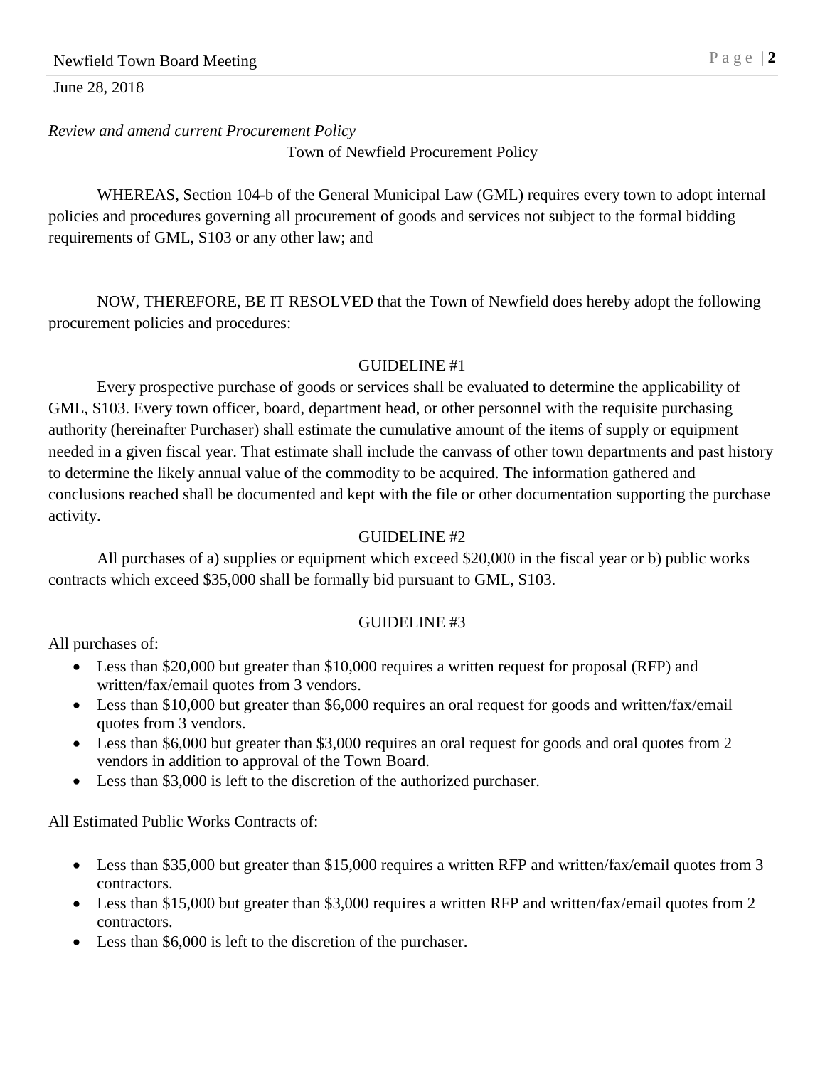*Review and amend current Procurement Policy*

Town of Newfield Procurement Policy

WHEREAS, Section 104-b of the General Municipal Law (GML) requires every town to adopt internal policies and procedures governing all procurement of goods and services not subject to the formal bidding requirements of GML, S103 or any other law; and

NOW, THEREFORE, BE IT RESOLVED that the Town of Newfield does hereby adopt the following procurement policies and procedures:

GUIDELINE #1

Every prospective purchase of goods or services shall be evaluated to determine the applicability of GML, S103. Every town officer, board, department head, or other personnel with the requisite purchasing authority (hereinafter Purchaser) shall estimate the cumulative amount of the items of supply or equipment needed in a given fiscal year. That estimate shall include the canvass of other town departments and past history to determine the likely annual value of the commodity to be acquired. The information gathered and conclusions reached shall be documented and kept with the file or other documentation supporting the purchase activity.

GUIDELINE #2

All purchases of a) supplies or equipment which exceed $20,000 in the fiscal year or b) public works contracts which exceed $35,000 shall be formally bid pursuant to GML, S103.

GUIDELINE #3

All purchases of:

- Less than $20,000 but greater than $10,000 requires a written request for proposal (RFP) and written/fax/email quotes from 3 vendors.
- Less than $10,000 but greater than $6,000 requires an oral request for goods and written/fax/email quotes from 3 vendors.
- Less than $6,000 but greater than $3,000 requires an oral request for goods and oral quotes from 2 vendors in addition to approval of the Town Board.
- Less than $3,000 is left to the discretion of the authorized purchaser.

All Estimated Public Works Contracts of:

- Less than $35,000 but greater than $15,000 requires a written RFP and written/fax/email quotes from 3 contractors.
- Less than $15,000 but greater than $3,000 requires a written RFP and written/fax/email quotes from 2 contractors.
- Less than $6,000 is left to the discretion of the purchaser.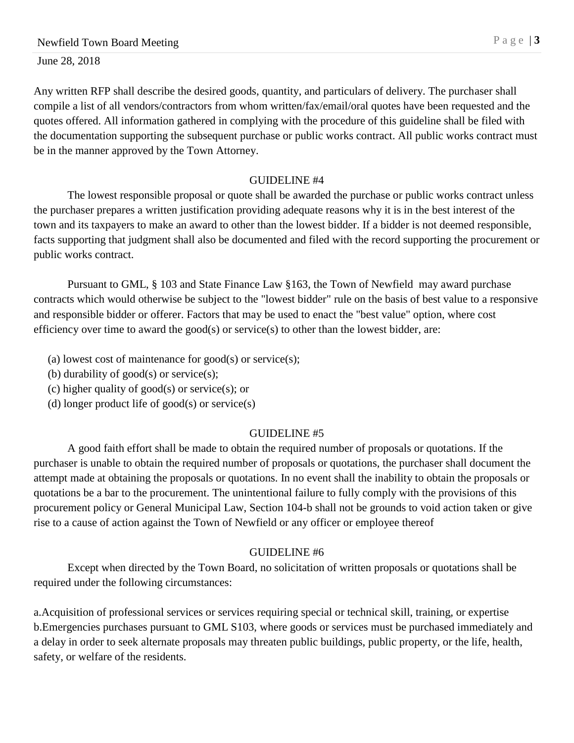Any written RFP shall describe the desired goods, quantity, and particulars of delivery. The purchaser shall compile a list of all vendors/contractors from whom written/fax/email/oral quotes have been requested and the quotes offered. All information gathered in complying with the procedure of this guideline shall be filed with the documentation supporting the subsequent purchase or public works contract. All public works contract must be in the manner approved by the Town Attorney.

GUIDELINE #4

The lowest responsible proposal or quote shall be awarded the purchase or public works contract unless the purchaser prepares a written justification providing adequate reasons why it is in the best interest of the town and its taxpayers to make an award to other than the lowest bidder. If a bidder is not deemed responsible, facts supporting that judgment shall also be documented and filed with the record supporting the procurement or public works contract.

Pursuant to GML, § 103 and State Finance Law §163, the Town of Newfield may award purchase contracts which would otherwise be subject to the "lowest bidder" rule on the basis of best value to a responsive and responsible bidder or offerer. Factors that may be used to enact the "best value" option, where cost efficiency over time to award the good(s) or service(s) to other than the lowest bidder, are:

(a) lowest cost of maintenance for good(s) or service(s);
(b) durability of good(s) or service(s);
(c) higher quality of good(s) or service(s); or
(d) longer product life of good(s) or service(s)

GUIDELINE #5

A good faith effort shall be made to obtain the required number of proposals or quotations. If the purchaser is unable to obtain the required number of proposals or quotations, the purchaser shall document the attempt made at obtaining the proposals or quotations. In no event shall the inability to obtain the proposals or quotations be a bar to the procurement. The unintentional failure to fully comply with the provisions of this procurement policy or General Municipal Law, Section 104-b shall not be grounds to void action taken or give rise to a cause of action against the Town of Newfield or any officer or employee thereof

GUIDELINE #6

Except when directed by the Town Board, no solicitation of written proposals or quotations shall be required under the following circumstances:

a.Acquisition of professional services or services requiring special or technical skill, training, or expertise
b.Emergencies purchases pursuant to GML S103, where goods or services must be purchased immediately and a delay in order to seek alternate proposals may threaten public buildings, public property, or the life, health, safety, or welfare of the residents.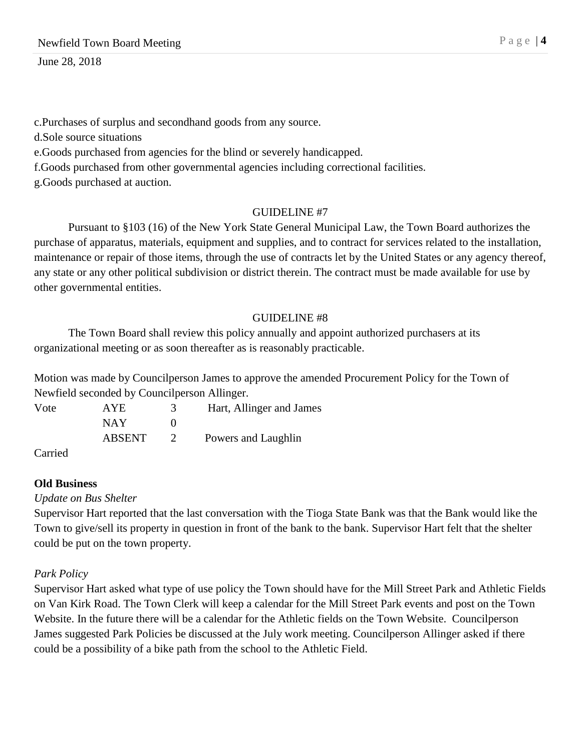c.Purchases of surplus and secondhand goods from any source.
d.Sole source situations
e.Goods purchased from agencies for the blind or severely handicapped.
f.Goods purchased from other governmental agencies including correctional facilities.
g.Goods purchased at auction.

GUIDELINE #7

Pursuant to §103 (16) of the New York State General Municipal Law, the Town Board authorizes the purchase of apparatus, materials, equipment and supplies, and to contract for services related to the installation, maintenance or repair of those items, through the use of contracts let by the United States or any agency thereof, any state or any other political subdivision or district therein. The contract must be made available for use by other governmental entities.

GUIDELINE #8

The Town Board shall review this policy annually and appoint authorized purchasers at its organizational meeting or as soon thereafter as is reasonably practicable.

Motion was made by Councilperson James to approve the amended Procurement Policy for the Town of Newfield seconded by Councilperson Allinger.

| Vote | AYE | 3 | Hart, Allinger and James |
|---|---|---|---|
| | NAY | 0 | |
| | ABSENT | 2 | Powers and Laughlin |

Carried

**Old Business**

*Update on Bus Shelter*

Supervisor Hart reported that the last conversation with the Tioga State Bank was that the Bank would like the Town to give/sell its property in question in front of the bank to the bank. Supervisor Hart felt that the shelter could be put on the town property.

*Park Policy*

Supervisor Hart asked what type of use policy the Town should have for the Mill Street Park and Athletic Fields on Van Kirk Road. The Town Clerk will keep a calendar for the Mill Street Park events and post on the Town Website. In the future there will be a calendar for the Athletic fields on the Town Website. Councilperson James suggested Park Policies be discussed at the July work meeting. Councilperson Allinger asked if there could be a possibility of a bike path from the school to the Athletic Field.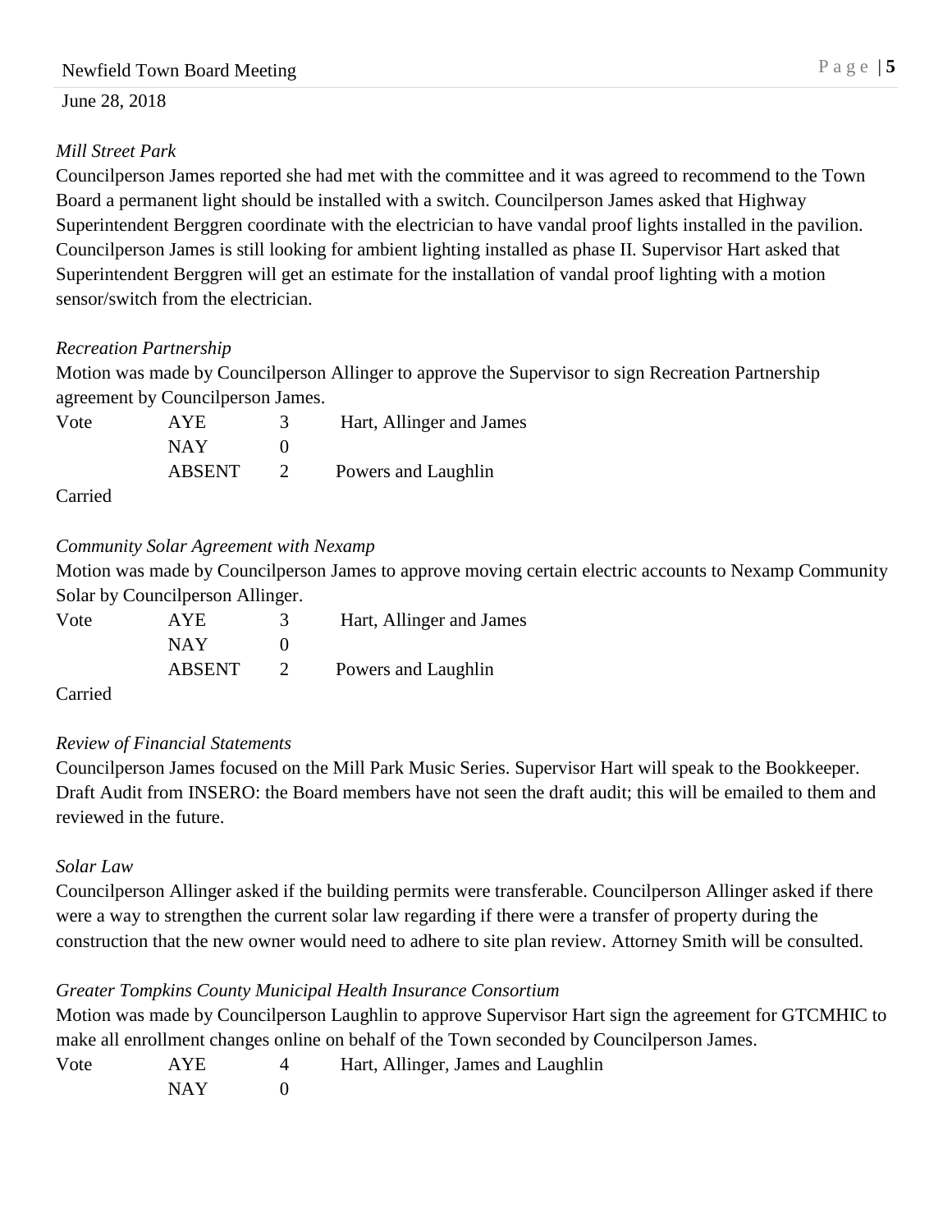*Mill Street Park*

Councilperson James reported she had met with the committee and it was agreed to recommend to the Town Board a permanent light should be installed with a switch. Councilperson James asked that Highway Superintendent Berggren coordinate with the electrician to have vandal proof lights installed in the pavilion. Councilperson James is still looking for ambient lighting installed as phase II. Supervisor Hart asked that Superintendent Berggren will get an estimate for the installation of vandal proof lighting with a motion sensor/switch from the electrician.

*Recreation Partnership*

Motion was made by Councilperson Allinger to approve the Supervisor to sign Recreation Partnership agreement by Councilperson James.

| Vote | AYE | 3 | Hart, Allinger and James |
|---|---|---|---|
| | NAY | 0 | |
| | ABSENT | 2 | Powers and Laughlin |

Carried

*Community Solar Agreement with Nexamp*

Motion was made by Councilperson James to approve moving certain electric accounts to Nexamp Community Solar by Councilperson Allinger.

| Vote | AYE | 3 | Hart, Allinger and James |
|---|---|---|---|
| | NAY | 0 | |
| | ABSENT | 2 | Powers and Laughlin |

Carried

*Review of Financial Statements*

Councilperson James focused on the Mill Park Music Series. Supervisor Hart will speak to the Bookkeeper. Draft Audit from INSERO: the Board members have not seen the draft audit; this will be emailed to them and reviewed in the future.

*Solar Law*

Councilperson Allinger asked if the building permits were transferable. Councilperson Allinger asked if there were a way to strengthen the current solar law regarding if there were a transfer of property during the construction that the new owner would need to adhere to site plan review. Attorney Smith will be consulted.

*Greater Tompkins County Municipal Health Insurance Consortium*

Motion was made by Councilperson Laughlin to approve Supervisor Hart sign the agreement for GTCMHIC to make all enrollment changes online on behalf of the Town seconded by Councilperson James.

| Vote | AYE | 4 | Hart, Allinger, James and Laughlin |
|---|---|---|---|
| | NAY | 0 | |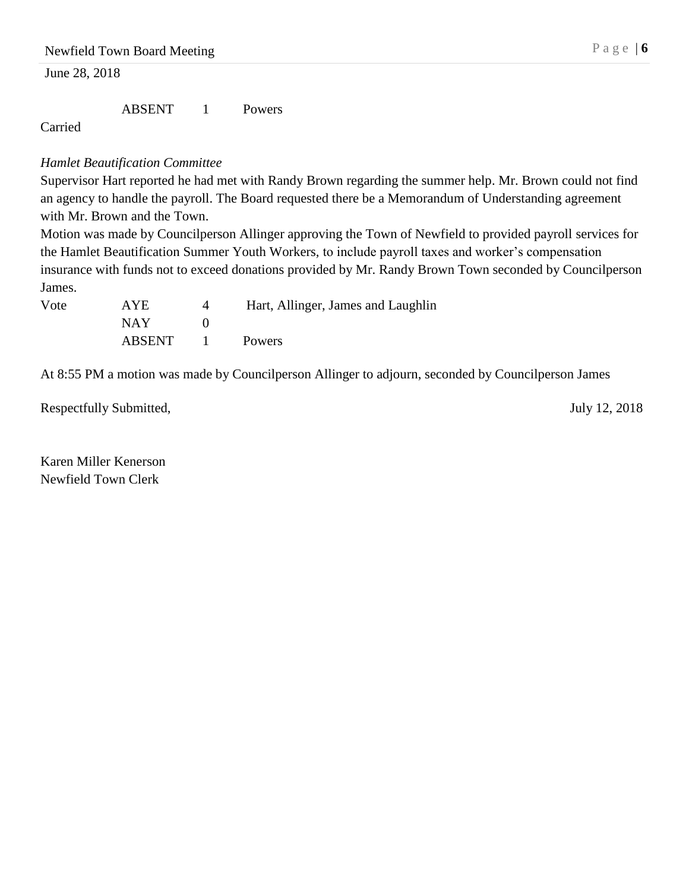| | | |
|---|---|---|
| ABSENT | 1 | Powers |

Carried

*Hamlet Beautification Committee*

Supervisor Hart reported he had met with Randy Brown regarding the summer help. Mr. Brown could not find an agency to handle the payroll. The Board requested there be a Memorandum of Understanding agreement with Mr. Brown and the Town.

Motion was made by Councilperson Allinger approving the Town of Newfield to provided payroll services for the Hamlet Beautification Summer Youth Workers, to include payroll taxes and worker's compensation insurance with funds not to exceed donations provided by Mr. Randy Brown Town seconded by Councilperson James.

| | | | |
|---|---|---|---|
| Vote | AYE | 4 | Hart, Allinger, James and Laughlin |
| | NAY | 0 | |
| | ABSENT | 1 | Powers |

At 8:55 PM a motion was made by Councilperson Allinger to adjourn, seconded by Councilperson James

Respectfully Submitted, July 12, 2018

Karen Miller Kenerson
Newfield Town Clerk